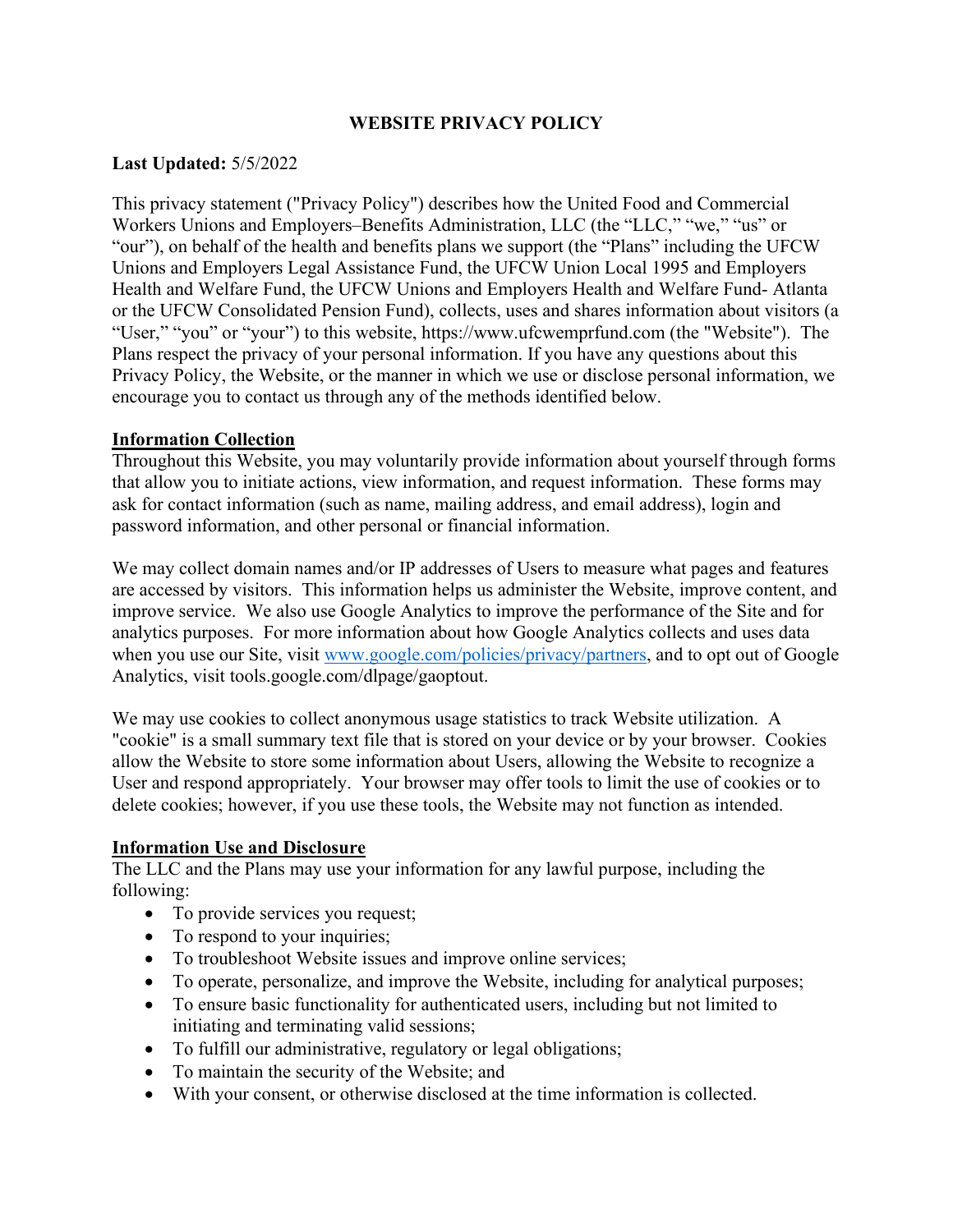# WEBSITE PRIVACY POLICY

**Last Updated:** 5/5/2022

This privacy statement ("Privacy Policy") describes how the United Food and Commercial Workers Unions and Employers–Benefits Administration, LLC (the "LLC," "we," "us" or "our"), on behalf of the health and benefits plans we support (the "Plans" including the UFCW Unions and Employers Legal Assistance Fund, the UFCW Union Local 1995 and Employers Health and Welfare Fund, the UFCW Unions and Employers Health and Welfare Fund- Atlanta or the UFCW Consolidated Pension Fund), collects, uses and shares information about visitors (a "User," "you" or "your") to this website, https://www.ufcwemprfund.com (the "Website"). The Plans respect the privacy of your personal information. If you have any questions about this Privacy Policy, the Website, or the manner in which we use or disclose personal information, we encourage you to contact us through any of the methods identified below.

## Information Collection

Throughout this Website, you may voluntarily provide information about yourself through forms that allow you to initiate actions, view information, and request information. These forms may ask for contact information (such as name, mailing address, and email address), login and password information, and other personal or financial information.

We may collect domain names and/or IP addresses of Users to measure what pages and features are accessed by visitors. This information helps us administer the Website, improve content, and improve service. We also use Google Analytics to improve the performance of the Site and for analytics purposes. For more information about how Google Analytics collects and uses data when you use our Site, visit [www.google.com/policies/privacy/partners](www.google.com/policies/privacy/partners), and to opt out of Google Analytics, visit tools.google.com/dlpage/gaoptout.

We may use cookies to collect anonymous usage statistics to track Website utilization. A "cookie" is a small summary text file that is stored on your device or by your browser. Cookies allow the Website to store some information about Users, allowing the Website to recognize a User and respond appropriately. Your browser may offer tools to limit the use of cookies or to delete cookies; however, if you use these tools, the Website may not function as intended.

## Information Use and Disclosure

The LLC and the Plans may use your information for any lawful purpose, including the following:

- To provide services you request;
- To respond to your inquiries;
- To troubleshoot Website issues and improve online services;
- To operate, personalize, and improve the Website, including for analytical purposes;
- To ensure basic functionality for authenticated users, including but not limited to initiating and terminating valid sessions;
- To fulfill our administrative, regulatory or legal obligations;
- To maintain the security of the Website; and
- With your consent, or otherwise disclosed at the time information is collected.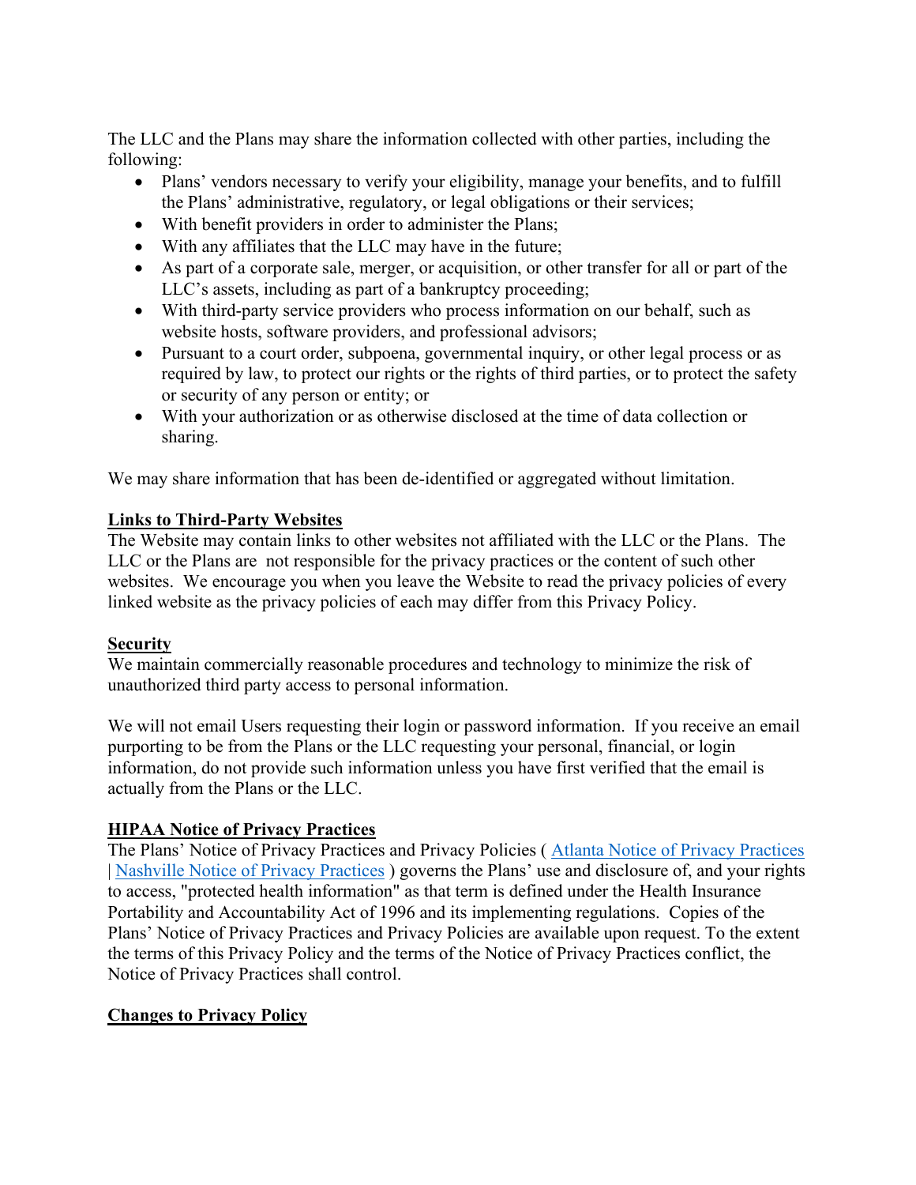The LLC and the Plans may share the information collected with other parties, including the following:

- Plans' vendors necessary to verify your eligibility, manage your benefits, and to fulfill the Plans' administrative, regulatory, or legal obligations or their services;
- With benefit providers in order to administer the Plans;
- With any affiliates that the LLC may have in the future;
- As part of a corporate sale, merger, or acquisition, or other transfer for all or part of the LLC's assets, including as part of a bankruptcy proceeding;
- With third-party service providers who process information on our behalf, such as website hosts, software providers, and professional advisors;
- Pursuant to a court order, subpoena, governmental inquiry, or other legal process or as required by law, to protect our rights or the rights of third parties, or to protect the safety or security of any person or entity; or
- With your authorization or as otherwise disclosed at the time of data collection or sharing.

We may share information that has been de-identified or aggregated without limitation.

## Links to Third-Party Websites

The Website may contain links to other websites not affiliated with the LLC or the Plans. The LLC or the Plans are not responsible for the privacy practices or the content of such other websites. We encourage you when you leave the Website to read the privacy policies of every linked website as the privacy policies of each may differ from this Privacy Policy.

## Security

We maintain commercially reasonable procedures and technology to minimize the risk of unauthorized third party access to personal information.

We will not email Users requesting their login or password information. If you receive an email purporting to be from the Plans or the LLC requesting your personal, financial, or login information, do not provide such information unless you have first verified that the email is actually from the Plans or the LLC.

## HIPAA Notice of Privacy Practices

The Plans' Notice of Privacy Practices and Privacy Policies ( Atlanta Notice of Privacy Practices | Nashville Notice of Privacy Practices ) governs the Plans' use and disclosure of, and your rights to access, "protected health information" as that term is defined under the Health Insurance Portability and Accountability Act of 1996 and its implementing regulations. Copies of the Plans' Notice of Privacy Practices and Privacy Policies are available upon request. To the extent the terms of this Privacy Policy and the terms of the Notice of Privacy Practices conflict, the Notice of Privacy Practices shall control.

## Changes to Privacy Policy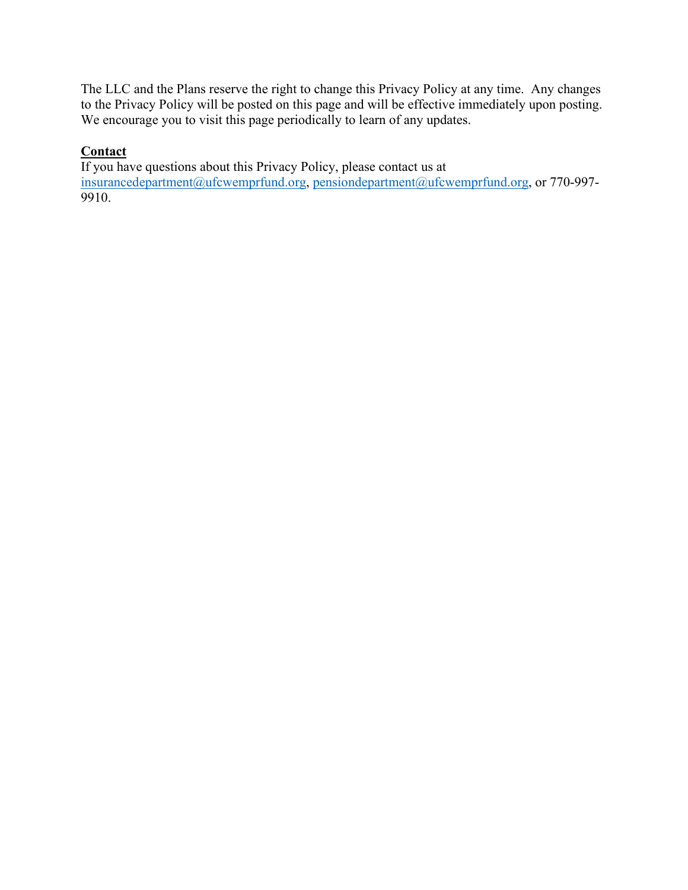The LLC and the Plans reserve the right to change this Privacy Policy at any time. Any changes to the Privacy Policy will be posted on this page and will be effective immediately upon posting. We encourage you to visit this page periodically to learn of any updates.

**Contact**

If you have questions about this Privacy Policy, please contact us at insurancedepartment@ufcwemprfund.org, pensiondepartment@ufcwemprfund.org, or 770-997-9910.